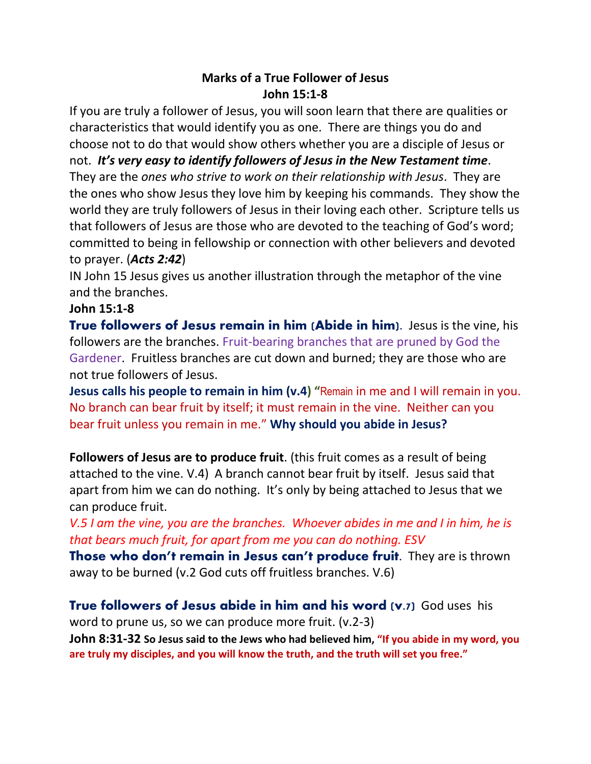**Marks of a True Follower of Jesus**
**John 15:1-8**

If you are truly a follower of Jesus, you will soon learn that there are qualities or characteristics that would identify you as one. There are things you do and choose not to do that would show others whether you are a disciple of Jesus or not. ***It's very easy to identify followers of Jesus in the New Testament time***. They are the *ones who strive to work on their relationship with Jesus*. They are the ones who show Jesus they love him by keeping his commands. They show the world they are truly followers of Jesus in their loving each other. Scripture tells us that followers of Jesus are those who are devoted to the teaching of God's word; committed to being in fellowship or connection with other believers and devoted to prayer. (***Acts 2:42***)

IN John 15 Jesus gives us another illustration through the metaphor of the vine and the branches.

**John 15:1-8**

**True followers of Jesus remain in him (Abide in him)**. Jesus is the vine, his followers are the branches. Fruit-bearing branches that are pruned by God the Gardener. Fruitless branches are cut down and burned; they are those who are not true followers of Jesus.

**Jesus calls his people to remain in him (v.4)** "Remain in me and I will remain in you. No branch can bear fruit by itself; it must remain in the vine. Neither can you bear fruit unless you remain in me." **Why should you abide in Jesus?**

**Followers of Jesus are to produce fruit**. (this fruit comes as a result of being attached to the vine. V.4) A branch cannot bear fruit by itself. Jesus said that apart from him we can do nothing. It's only by being attached to Jesus that we can produce fruit.

*V.5 I am the vine, you are the branches. Whoever abides in me and I in him, he is that bears much fruit, for apart from me you can do nothing. ESV*

**Those who don't remain in Jesus can't produce fruit**. They are is thrown away to be burned (v.2 God cuts off fruitless branches. V.6)

**True followers of Jesus abide in him and his word (v.7)** God uses his word to prune us, so we can produce more fruit. (v.2-3)

**John 8:31-32 So Jesus said to the Jews who had believed him, "If you abide in my word, you are truly my disciples, and you will know the truth, and the truth will set you free."**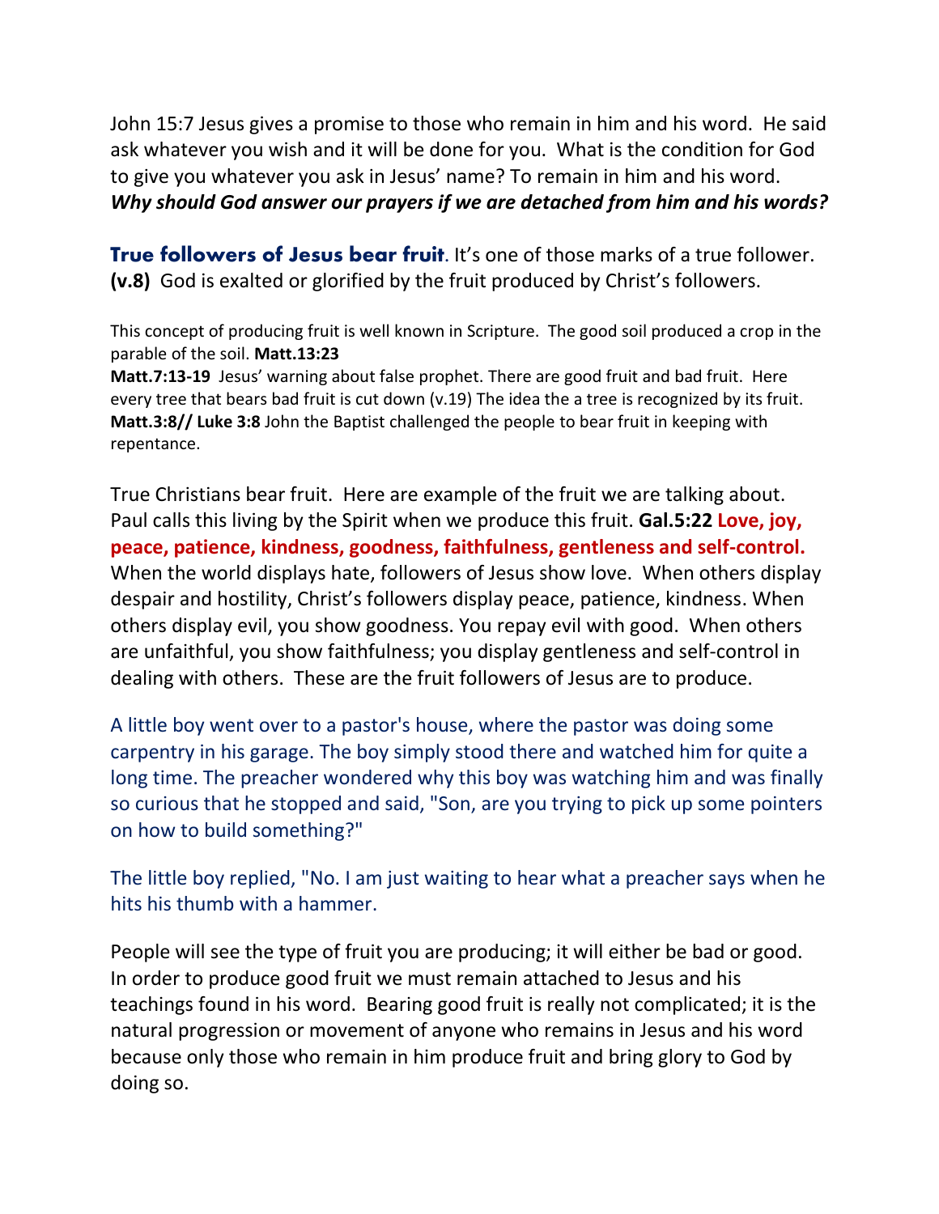John 15:7 Jesus gives a promise to those who remain in him and his word. He said ask whatever you wish and it will be done for you. What is the condition for God to give you whatever you ask in Jesus' name? To remain in him and his word. ***Why should God answer our prayers if we are detached from him and his words?***

**True followers of Jesus bear fruit**. It's one of those marks of a true follower. **(v.8)** God is exalted or glorified by the fruit produced by Christ's followers.

This concept of producing fruit is well known in Scripture. The good soil produced a crop in the parable of the soil. **Matt.13:23**
**Matt.7:13-19** Jesus' warning about false prophet. There are good fruit and bad fruit. Here every tree that bears bad fruit is cut down (v.19) The idea the a tree is recognized by its fruit.
**Matt.3:8// Luke 3:8** John the Baptist challenged the people to bear fruit in keeping with repentance.

True Christians bear fruit. Here are example of the fruit we are talking about. Paul calls this living by the Spirit when we produce this fruit. **Gal.5:22 Love, joy, peace, patience, kindness, goodness, faithfulness, gentleness and self-control.** When the world displays hate, followers of Jesus show love. When others display despair and hostility, Christ's followers display peace, patience, kindness. When others display evil, you show goodness. You repay evil with good. When others are unfaithful, you show faithfulness; you display gentleness and self-control in dealing with others. These are the fruit followers of Jesus are to produce.

A little boy went over to a pastor's house, where the pastor was doing some carpentry in his garage. The boy simply stood there and watched him for quite a long time. The preacher wondered why this boy was watching him and was finally so curious that he stopped and said, "Son, are you trying to pick up some pointers on how to build something?"

The little boy replied, "No. I am just waiting to hear what a preacher says when he hits his thumb with a hammer.

People will see the type of fruit you are producing; it will either be bad or good. In order to produce good fruit we must remain attached to Jesus and his teachings found in his word. Bearing good fruit is really not complicated; it is the natural progression or movement of anyone who remains in Jesus and his word because only those who remain in him produce fruit and bring glory to God by doing so.